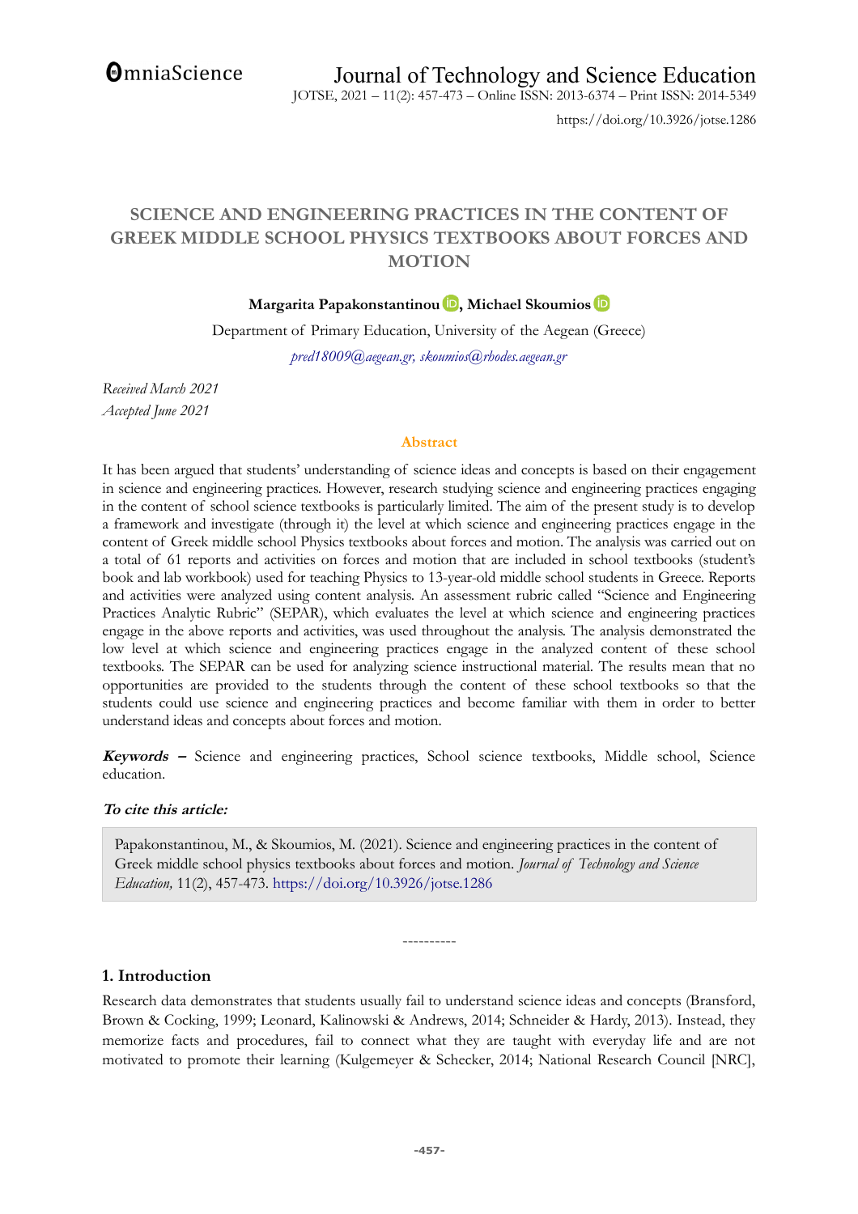# SCIENCE AND ENGINEERING PRACTICES IN THE CONTENT OF GREEK MIDDLE SCHOOL PHYSICS TEXTBOOKS ABOUT FORCES AND MOTION

**Margarita Papakonstantinou, Michael Skoumios**

Department of Primary Education, University of the Aegean (Greece)

*pred18009@aegean.gr, skoumios@rhodes.aegean.gr*

*Received March 2021*
*Accepted June 2021*

## Abstract

It has been argued that students' understanding of science ideas and concepts is based on their engagement in science and engineering practices. However, research studying science and engineering practices engaging in the content of school science textbooks is particularly limited. The aim of the present study is to develop a framework and investigate (through it) the level at which science and engineering practices engage in the content of Greek middle school Physics textbooks about forces and motion. The analysis was carried out on a total of 61 reports and activities on forces and motion that are included in school textbooks (student's book and lab workbook) used for teaching Physics to 13-year-old middle school students in Greece. Reports and activities were analyzed using content analysis. An assessment rubric called "Science and Engineering Practices Analytic Rubric" (SEPAR), which evaluates the level at which science and engineering practices engage in the above reports and activities, was used throughout the analysis. The analysis demonstrated the low level at which science and engineering practices engage in the analyzed content of these school textbooks. The SEPAR can be used for analyzing science instructional material. The results mean that no opportunities are provided to the students through the content of these school textbooks so that the students could use science and engineering practices and become familiar with them in order to better understand ideas and concepts about forces and motion.

***Keywords –*** Science and engineering practices, School science textbooks, Middle school, Science education.

***To cite this article:***

Papakonstantinou, M., & Skoumios, M. (2021). Science and engineering practices in the content of Greek middle school physics textbooks about forces and motion. *Journal of Technology and Science Education,* 11(2), 457-473. https://doi.org/10.3926/jotse.1286

----------

## 1. Introduction

Research data demonstrates that students usually fail to understand science ideas and concepts (Bransford, Brown & Cocking, 1999; Leonard, Kalinowski & Andrews, 2014; Schneider & Hardy, 2013). Instead, they memorize facts and procedures, fail to connect what they are taught with everyday life and are not motivated to promote their learning (Kulgemeyer & Schecker, 2014; National Research Council [NRC],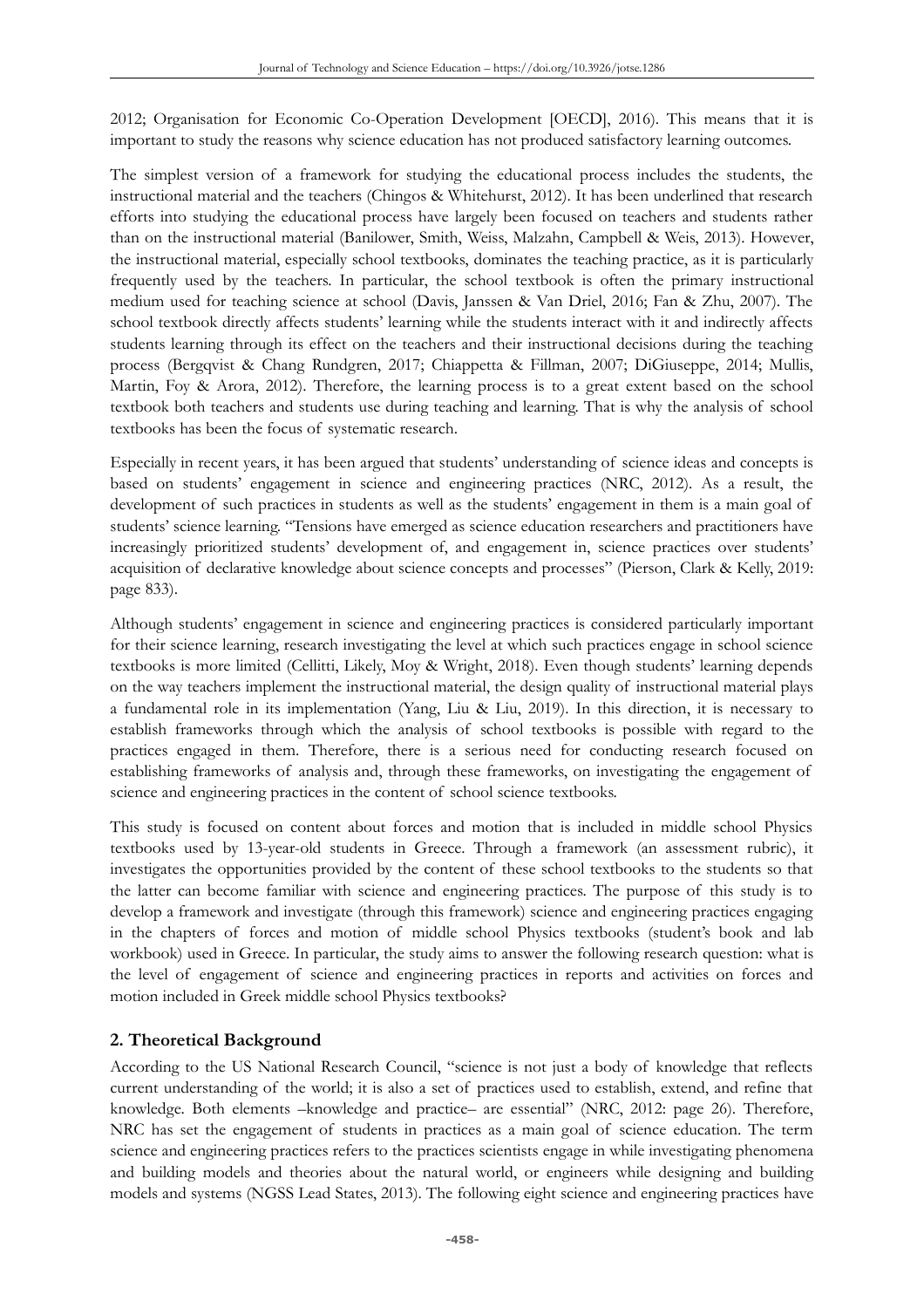2012; Organisation for Economic Co-Operation Development [OECD], 2016). This means that it is important to study the reasons why science education has not produced satisfactory learning outcomes.

The simplest version of a framework for studying the educational process includes the students, the instructional material and the teachers (Chingos & Whitehurst, 2012). It has been underlined that research efforts into studying the educational process have largely been focused on teachers and students rather than on the instructional material (Banilower, Smith, Weiss, Malzahn, Campbell & Weis, 2013). However, the instructional material, especially school textbooks, dominates the teaching practice, as it is particularly frequently used by the teachers. In particular, the school textbook is often the primary instructional medium used for teaching science at school (Davis, Janssen & Van Driel, 2016; Fan & Zhu, 2007). The school textbook directly affects students' learning while the students interact with it and indirectly affects students learning through its effect on the teachers and their instructional decisions during the teaching process (Bergqvist & Chang Rundgren, 2017; Chiappetta & Fillman, 2007; DiGiuseppe, 2014; Mullis, Martin, Foy & Arora, 2012). Therefore, the learning process is to a great extent based on the school textbook both teachers and students use during teaching and learning. That is why the analysis of school textbooks has been the focus of systematic research.

Especially in recent years, it has been argued that students' understanding of science ideas and concepts is based on students' engagement in science and engineering practices (NRC, 2012). As a result, the development of such practices in students as well as the students' engagement in them is a main goal of students' science learning. "Tensions have emerged as science education researchers and practitioners have increasingly prioritized students' development of, and engagement in, science practices over students' acquisition of declarative knowledge about science concepts and processes" (Pierson, Clark & Kelly, 2019: page 833).

Although students' engagement in science and engineering practices is considered particularly important for their science learning, research investigating the level at which such practices engage in school science textbooks is more limited (Cellitti, Likely, Moy & Wright, 2018). Even though students' learning depends on the way teachers implement the instructional material, the design quality of instructional material plays a fundamental role in its implementation (Yang, Liu & Liu, 2019). In this direction, it is necessary to establish frameworks through which the analysis of school textbooks is possible with regard to the practices engaged in them. Therefore, there is a serious need for conducting research focused on establishing frameworks of analysis and, through these frameworks, on investigating the engagement of science and engineering practices in the content of school science textbooks.

This study is focused on content about forces and motion that is included in middle school Physics textbooks used by 13-year-old students in Greece. Through a framework (an assessment rubric), it investigates the opportunities provided by the content of these school textbooks to the students so that the latter can become familiar with science and engineering practices. The purpose of this study is to develop a framework and investigate (through this framework) science and engineering practices engaging in the chapters of forces and motion of middle school Physics textbooks (student's book and lab workbook) used in Greece. In particular, the study aims to answer the following research question: what is the level of engagement of science and engineering practices in reports and activities on forces and motion included in Greek middle school Physics textbooks?

## 2. Theoretical Background

According to the US National Research Council, "science is not just a body of knowledge that reflects current understanding of the world; it is also a set of practices used to establish, extend, and refine that knowledge. Both elements –knowledge and practice– are essential" (NRC, 2012: page 26). Therefore, NRC has set the engagement of students in practices as a main goal of science education. The term science and engineering practices refers to the practices scientists engage in while investigating phenomena and building models and theories about the natural world, or engineers while designing and building models and systems (NGSS Lead States, 2013). The following eight science and engineering practices have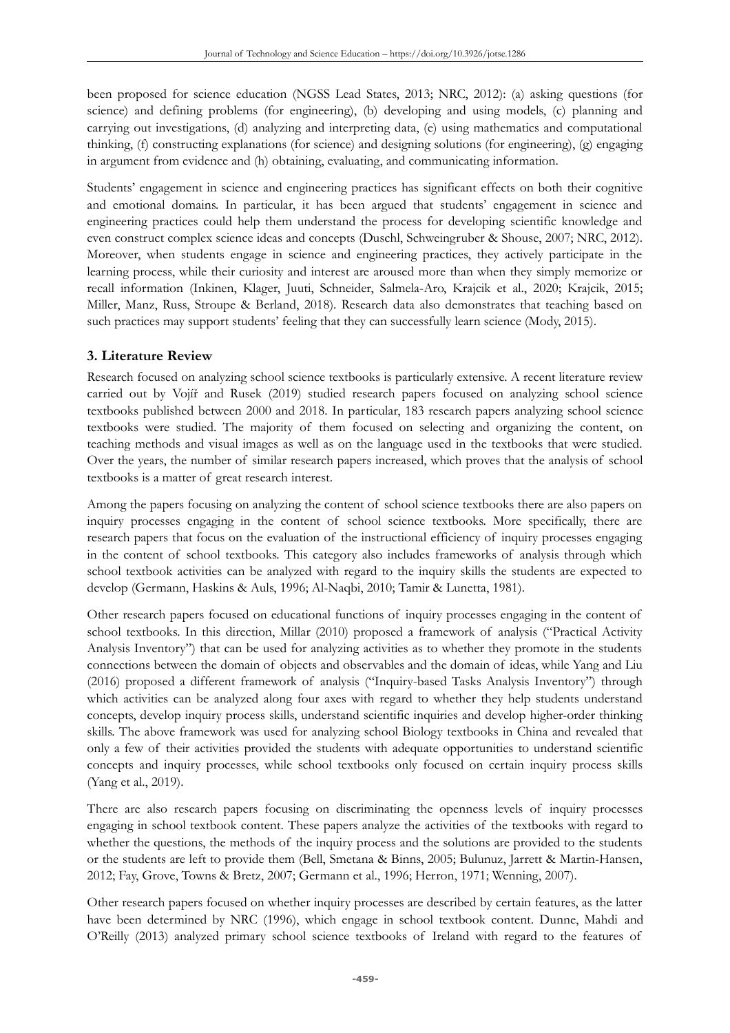been proposed for science education (NGSS Lead States, 2013; NRC, 2012): (a) asking questions (for science) and defining problems (for engineering), (b) developing and using models, (c) planning and carrying out investigations, (d) analyzing and interpreting data, (e) using mathematics and computational thinking, (f) constructing explanations (for science) and designing solutions (for engineering), (g) engaging in argument from evidence and (h) obtaining, evaluating, and communicating information.

Students' engagement in science and engineering practices has significant effects on both their cognitive and emotional domains. In particular, it has been argued that students' engagement in science and engineering practices could help them understand the process for developing scientific knowledge and even construct complex science ideas and concepts (Duschl, Schweingruber & Shouse, 2007; NRC, 2012). Moreover, when students engage in science and engineering practices, they actively participate in the learning process, while their curiosity and interest are aroused more than when they simply memorize or recall information (Inkinen, Klager, Juuti, Schneider, Salmela-Aro, Krajcik et al., 2020; Krajcik, 2015; Miller, Manz, Russ, Stroupe & Berland, 2018). Research data also demonstrates that teaching based on such practices may support students' feeling that they can successfully learn science (Mody, 2015).

## 3. Literature Review

Research focused on analyzing school science textbooks is particularly extensive. A recent literature review carried out by Vojíř and Rusek (2019) studied research papers focused on analyzing school science textbooks published between 2000 and 2018. In particular, 183 research papers analyzing school science textbooks were studied. The majority of them focused on selecting and organizing the content, on teaching methods and visual images as well as on the language used in the textbooks that were studied. Over the years, the number of similar research papers increased, which proves that the analysis of school textbooks is a matter of great research interest.

Among the papers focusing on analyzing the content of school science textbooks there are also papers on inquiry processes engaging in the content of school science textbooks. More specifically, there are research papers that focus on the evaluation of the instructional efficiency of inquiry processes engaging in the content of school textbooks. This category also includes frameworks of analysis through which school textbook activities can be analyzed with regard to the inquiry skills the students are expected to develop (Germann, Haskins & Auls, 1996; Al-Naqbi, 2010; Tamir & Lunetta, 1981).

Other research papers focused on educational functions of inquiry processes engaging in the content of school textbooks. In this direction, Millar (2010) proposed a framework of analysis ("Practical Activity Analysis Inventory") that can be used for analyzing activities as to whether they promote in the students connections between the domain of objects and observables and the domain of ideas, while Yang and Liu (2016) proposed a different framework of analysis ("Inquiry-based Tasks Analysis Inventory") through which activities can be analyzed along four axes with regard to whether they help students understand concepts, develop inquiry process skills, understand scientific inquiries and develop higher-order thinking skills. The above framework was used for analyzing school Biology textbooks in China and revealed that only a few of their activities provided the students with adequate opportunities to understand scientific concepts and inquiry processes, while school textbooks only focused on certain inquiry process skills (Yang et al., 2019).

There are also research papers focusing on discriminating the openness levels of inquiry processes engaging in school textbook content. These papers analyze the activities of the textbooks with regard to whether the questions, the methods of the inquiry process and the solutions are provided to the students or the students are left to provide them (Bell, Smetana & Binns, 2005; Bulunuz, Jarrett & Martin-Hansen, 2012; Fay, Grove, Towns & Bretz, 2007; Germann et al., 1996; Herron, 1971; Wenning, 2007).

Other research papers focused on whether inquiry processes are described by certain features, as the latter have been determined by NRC (1996), which engage in school textbook content. Dunne, Mahdi and O'Reilly (2013) analyzed primary school science textbooks of Ireland with regard to the features of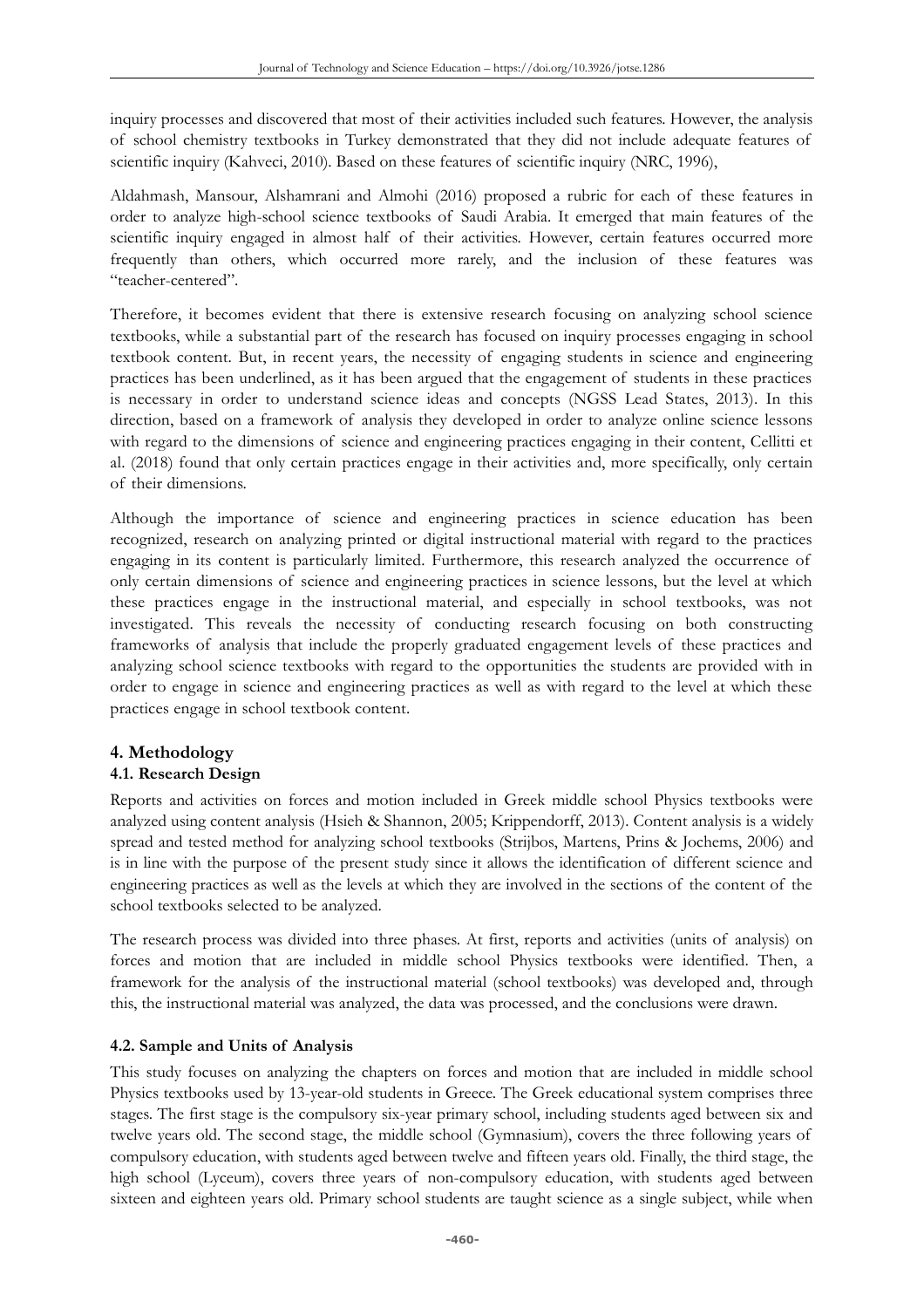inquiry processes and discovered that most of their activities included such features. However, the analysis of school chemistry textbooks in Turkey demonstrated that they did not include adequate features of scientific inquiry (Kahveci, 2010). Based on these features of scientific inquiry (NRC, 1996),

Aldahmash, Mansour, Alshamrani and Almohi (2016) proposed a rubric for each of these features in order to analyze high-school science textbooks of Saudi Arabia. It emerged that main features of the scientific inquiry engaged in almost half of their activities. However, certain features occurred more frequently than others, which occurred more rarely, and the inclusion of these features was "teacher-centered".

Therefore, it becomes evident that there is extensive research focusing on analyzing school science textbooks, while a substantial part of the research has focused on inquiry processes engaging in school textbook content. But, in recent years, the necessity of engaging students in science and engineering practices has been underlined, as it has been argued that the engagement of students in these practices is necessary in order to understand science ideas and concepts (NGSS Lead States, 2013). In this direction, based on a framework of analysis they developed in order to analyze online science lessons with regard to the dimensions of science and engineering practices engaging in their content, Cellitti et al. (2018) found that only certain practices engage in their activities and, more specifically, only certain of their dimensions.

Although the importance of science and engineering practices in science education has been recognized, research on analyzing printed or digital instructional material with regard to the practices engaging in its content is particularly limited. Furthermore, this research analyzed the occurrence of only certain dimensions of science and engineering practices in science lessons, but the level at which these practices engage in the instructional material, and especially in school textbooks, was not investigated. This reveals the necessity of conducting research focusing on both constructing frameworks of analysis that include the properly graduated engagement levels of these practices and analyzing school science textbooks with regard to the opportunities the students are provided with in order to engage in science and engineering practices as well as with regard to the level at which these practices engage in school textbook content.

## 4. Methodology

### 4.1. Research Design

Reports and activities on forces and motion included in Greek middle school Physics textbooks were analyzed using content analysis (Hsieh & Shannon, 2005; Krippendorff, 2013). Content analysis is a widely spread and tested method for analyzing school textbooks (Strijbos, Martens, Prins & Jochems, 2006) and is in line with the purpose of the present study since it allows the identification of different science and engineering practices as well as the levels at which they are involved in the sections of the content of the school textbooks selected to be analyzed.

The research process was divided into three phases. At first, reports and activities (units of analysis) on forces and motion that are included in middle school Physics textbooks were identified. Then, a framework for the analysis of the instructional material (school textbooks) was developed and, through this, the instructional material was analyzed, the data was processed, and the conclusions were drawn.

### 4.2. Sample and Units of Analysis

This study focuses on analyzing the chapters on forces and motion that are included in middle school Physics textbooks used by 13-year-old students in Greece. The Greek educational system comprises three stages. The first stage is the compulsory six-year primary school, including students aged between six and twelve years old. The second stage, the middle school (Gymnasium), covers the three following years of compulsory education, with students aged between twelve and fifteen years old. Finally, the third stage, the high school (Lyceum), covers three years of non-compulsory education, with students aged between sixteen and eighteen years old. Primary school students are taught science as a single subject, while when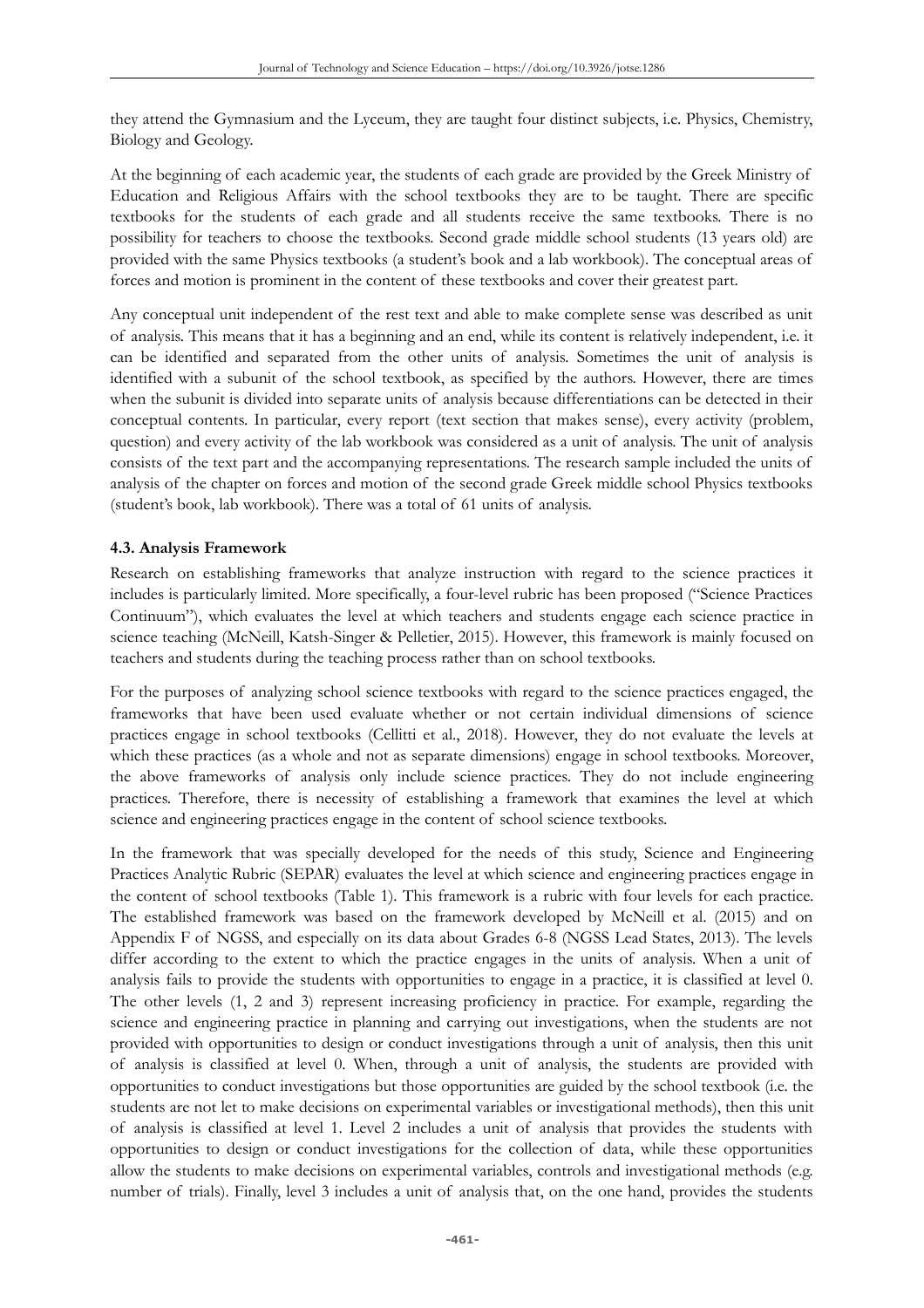they attend the Gymnasium and the Lyceum, they are taught four distinct subjects, i.e. Physics, Chemistry, Biology and Geology.

At the beginning of each academic year, the students of each grade are provided by the Greek Ministry of Education and Religious Affairs with the school textbooks they are to be taught. There are specific textbooks for the students of each grade and all students receive the same textbooks. There is no possibility for teachers to choose the textbooks. Second grade middle school students (13 years old) are provided with the same Physics textbooks (a student's book and a lab workbook). The conceptual areas of forces and motion is prominent in the content of these textbooks and cover their greatest part.

Any conceptual unit independent of the rest text and able to make complete sense was described as unit of analysis. This means that it has a beginning and an end, while its content is relatively independent, i.e. it can be identified and separated from the other units of analysis. Sometimes the unit of analysis is identified with a subunit of the school textbook, as specified by the authors. However, there are times when the subunit is divided into separate units of analysis because differentiations can be detected in their conceptual contents. In particular, every report (text section that makes sense), every activity (problem, question) and every activity of the lab workbook was considered as a unit of analysis. The unit of analysis consists of the text part and the accompanying representations. The research sample included the units of analysis of the chapter on forces and motion of the second grade Greek middle school Physics textbooks (student's book, lab workbook). There was a total of 61 units of analysis.

### 4.3. Analysis Framework

Research on establishing frameworks that analyze instruction with regard to the science practices it includes is particularly limited. More specifically, a four-level rubric has been proposed ("Science Practices Continuum"), which evaluates the level at which teachers and students engage each science practice in science teaching (McNeill, Katsh-Singer & Pelletier, 2015). However, this framework is mainly focused on teachers and students during the teaching process rather than on school textbooks.

For the purposes of analyzing school science textbooks with regard to the science practices engaged, the frameworks that have been used evaluate whether or not certain individual dimensions of science practices engage in school textbooks (Cellitti et al., 2018). However, they do not evaluate the levels at which these practices (as a whole and not as separate dimensions) engage in school textbooks. Moreover, the above frameworks of analysis only include science practices. They do not include engineering practices. Therefore, there is necessity of establishing a framework that examines the level at which science and engineering practices engage in the content of school science textbooks.

In the framework that was specially developed for the needs of this study, Science and Engineering Practices Analytic Rubric (SEPAR) evaluates the level at which science and engineering practices engage in the content of school textbooks (Table 1). This framework is a rubric with four levels for each practice. The established framework was based on the framework developed by McNeill et al. (2015) and on Appendix F of NGSS, and especially on its data about Grades 6-8 (NGSS Lead States, 2013). The levels differ according to the extent to which the practice engages in the units of analysis. When a unit of analysis fails to provide the students with opportunities to engage in a practice, it is classified at level 0. The other levels (1, 2 and 3) represent increasing proficiency in practice. For example, regarding the science and engineering practice in planning and carrying out investigations, when the students are not provided with opportunities to design or conduct investigations through a unit of analysis, then this unit of analysis is classified at level 0. When, through a unit of analysis, the students are provided with opportunities to conduct investigations but those opportunities are guided by the school textbook (i.e. the students are not let to make decisions on experimental variables or investigational methods), then this unit of analysis is classified at level 1. Level 2 includes a unit of analysis that provides the students with opportunities to design or conduct investigations for the collection of data, while these opportunities allow the students to make decisions on experimental variables, controls and investigational methods (e.g. number of trials). Finally, level 3 includes a unit of analysis that, on the one hand, provides the students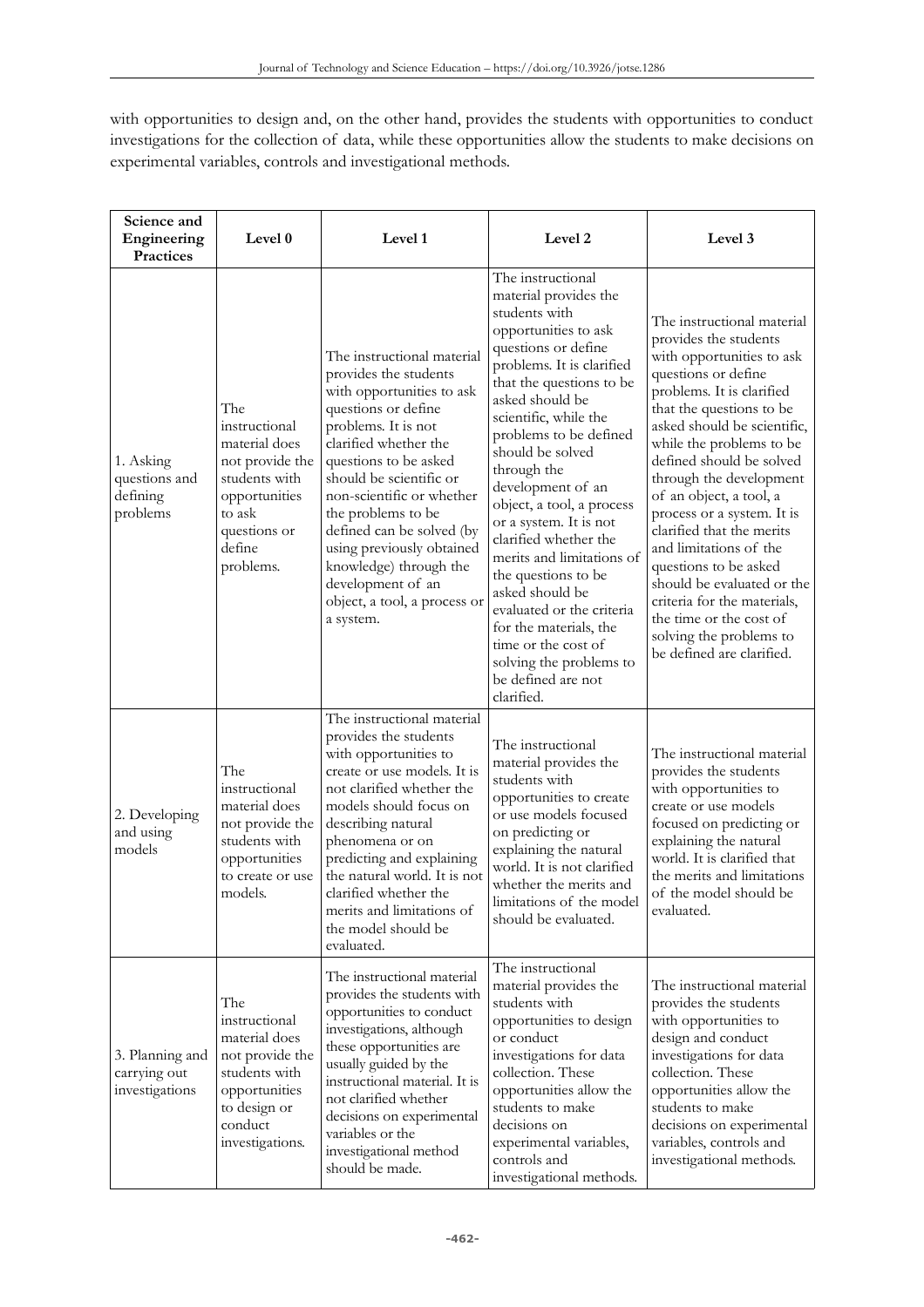with opportunities to design and, on the other hand, provides the students with opportunities to conduct investigations for the collection of data, while these opportunities allow the students to make decisions on experimental variables, controls and investigational methods.

| Science and Engineering Practices | Level 0 | Level 1 | Level 2 | Level 3 |
|---|---|---|---|---|
| 1. Asking questions and defining problems | The instructional material does not provide the students with opportunities to ask questions or define problems. | The instructional material provides the students with opportunities to ask questions or define problems. It is not clarified whether the questions to be asked should be scientific or non-scientific or whether the problems to be defined can be solved (by using previously obtained knowledge) through the development of an object, a tool, a process or a system. | The instructional material provides the students with opportunities to ask questions or define problems. It is clarified that the questions to be asked should be scientific, while the problems to be defined should be solved through the development of an object, a tool, a process or a system. It is not clarified whether the merits and limitations of the questions to be asked should be evaluated or the criteria for the materials, the time or the cost of solving the problems to be defined are not clarified. | The instructional material provides the students with opportunities to ask questions or define problems. It is clarified that the questions to be asked should be scientific, while the problems to be defined should be solved through the development of an object, a tool, a process or a system. It is clarified that the merits and limitations of the questions to be asked should be evaluated or the criteria for the materials, the time or the cost of solving the problems to be defined are clarified. |
| 2. Developing and using models | The instructional material does not provide the students with opportunities to create or use models. | The instructional material provides the students with opportunities to create or use models. It is not clarified whether the models should focus on describing natural phenomena or on predicting and explaining the natural world. It is not clarified whether the merits and limitations of the model should be evaluated. | The instructional material provides the students with opportunities to create or use models focused on predicting or explaining the natural world. It is not clarified whether the merits and limitations of the model should be evaluated. | The instructional material provides the students with opportunities to create or use models focused on predicting or explaining the natural world. It is clarified that the merits and limitations of the model should be evaluated. |
| 3. Planning and carrying out investigations | The instructional material does not provide the students with opportunities to design or conduct investigations. | The instructional material provides the students with opportunities to conduct investigations, although these opportunities are usually guided by the instructional material. It is not clarified whether decisions on experimental variables or the investigational method should be made. | The instructional material provides the students with opportunities to design or conduct investigations for data collection. These opportunities allow the students to make decisions on experimental variables, controls and investigational methods. | The instructional material provides the students with opportunities to design and conduct investigations for data collection. These opportunities allow the students to make decisions on experimental variables, controls and investigational methods. |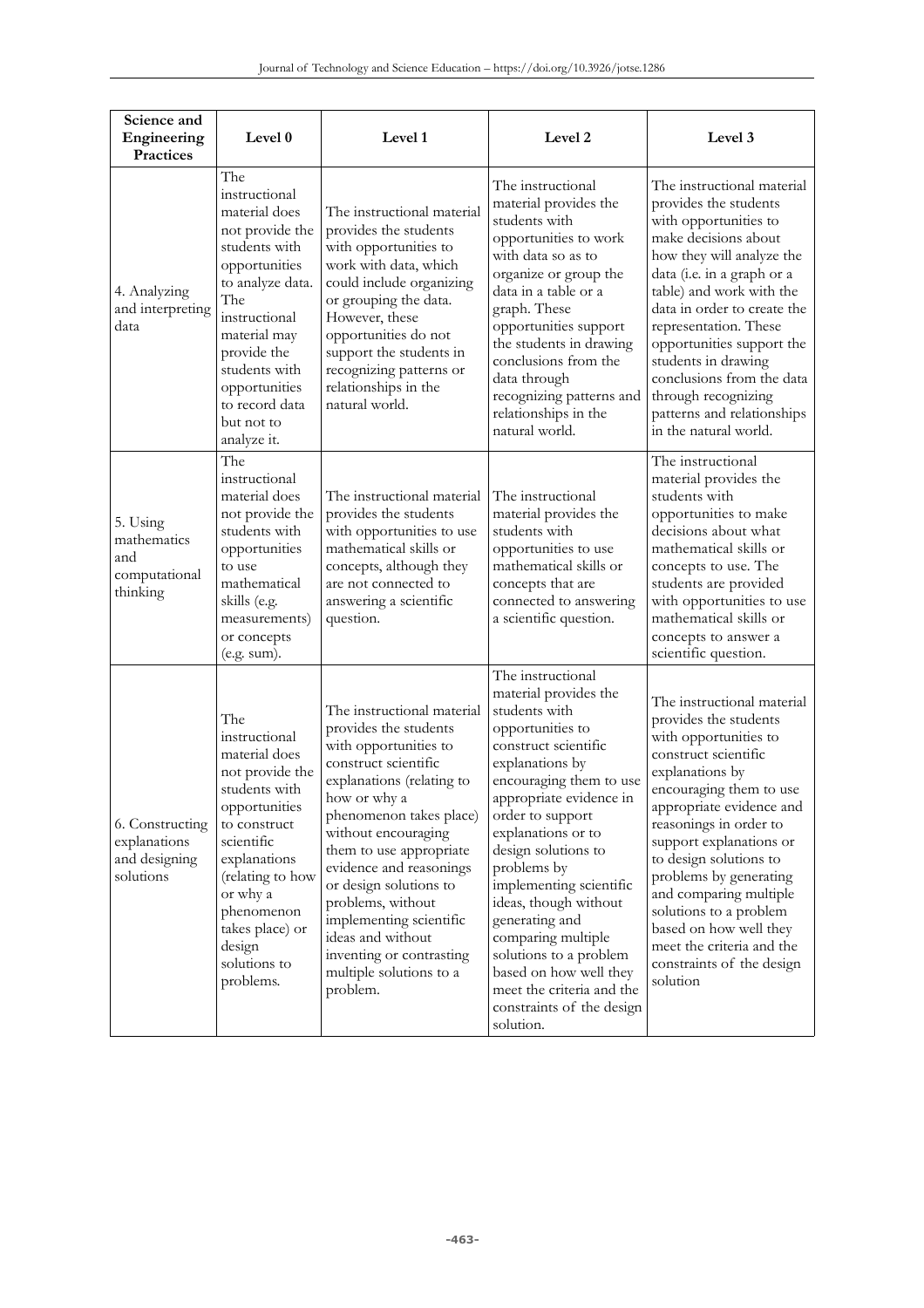| Science and Engineering Practices | Level 0 | Level 1 | Level 2 | Level 3 |
|---|---|---|---|---|
| 4. Analyzing and interpreting data | The instructional material does not provide the students with opportunities to analyze data. The instructional material may provide the students with opportunities to record data but not to analyze it. | The instructional material provides the students with opportunities to work with data, which could include organizing or grouping the data. However, these opportunities do not support the students in recognizing patterns or relationships in the natural world. | The instructional material provides the students with opportunities to work with data so as to organize or group the data in a table or a graph. These opportunities support the students in drawing conclusions from the data through recognizing patterns and relationships in the natural world. | The instructional material provides the students with opportunities to make decisions about how they will analyze the data (i.e. in a graph or a table) and work with the data in order to create the representation. These opportunities support the students in drawing conclusions from the data through recognizing patterns and relationships in the natural world. |
| 5. Using mathematics and computational thinking | The instructional material does not provide the students with opportunities to use mathematical skills (e.g. measurements) or concepts (e.g. sum). | The instructional material provides the students with opportunities to use mathematical skills or concepts, although they are not connected to answering a scientific question. | The instructional material provides the students with opportunities to use mathematical skills or concepts that are connected to answering a scientific question. | The instructional material provides the students with opportunities to make decisions about what mathematical skills or concepts to use. The students are provided with opportunities to use mathematical skills or concepts to answer a scientific question. |
| 6. Constructing explanations and designing solutions | The instructional material does not provide the students with opportunities to construct scientific explanations (relating to how or why a phenomenon takes place) or design solutions to problems. | The instructional material provides the students with opportunities to construct scientific explanations (relating to how or why a phenomenon takes place) without encouraging them to use appropriate evidence and reasonings or design solutions to problems, without implementing scientific ideas and without inventing or contrasting multiple solutions to a problem. | The instructional material provides the students with opportunities to construct scientific explanations by encouraging them to use appropriate evidence in order to support explanations or to design solutions to problems by implementing scientific ideas, though without generating and comparing multiple solutions to a problem based on how well they meet the criteria and the constraints of the design solution. | The instructional material provides the students with opportunities to construct scientific explanations by encouraging them to use appropriate evidence and reasonings in order to support explanations or to design solutions to problems by generating and comparing multiple solutions to a problem based on how well they meet the criteria and the constraints of the design solution |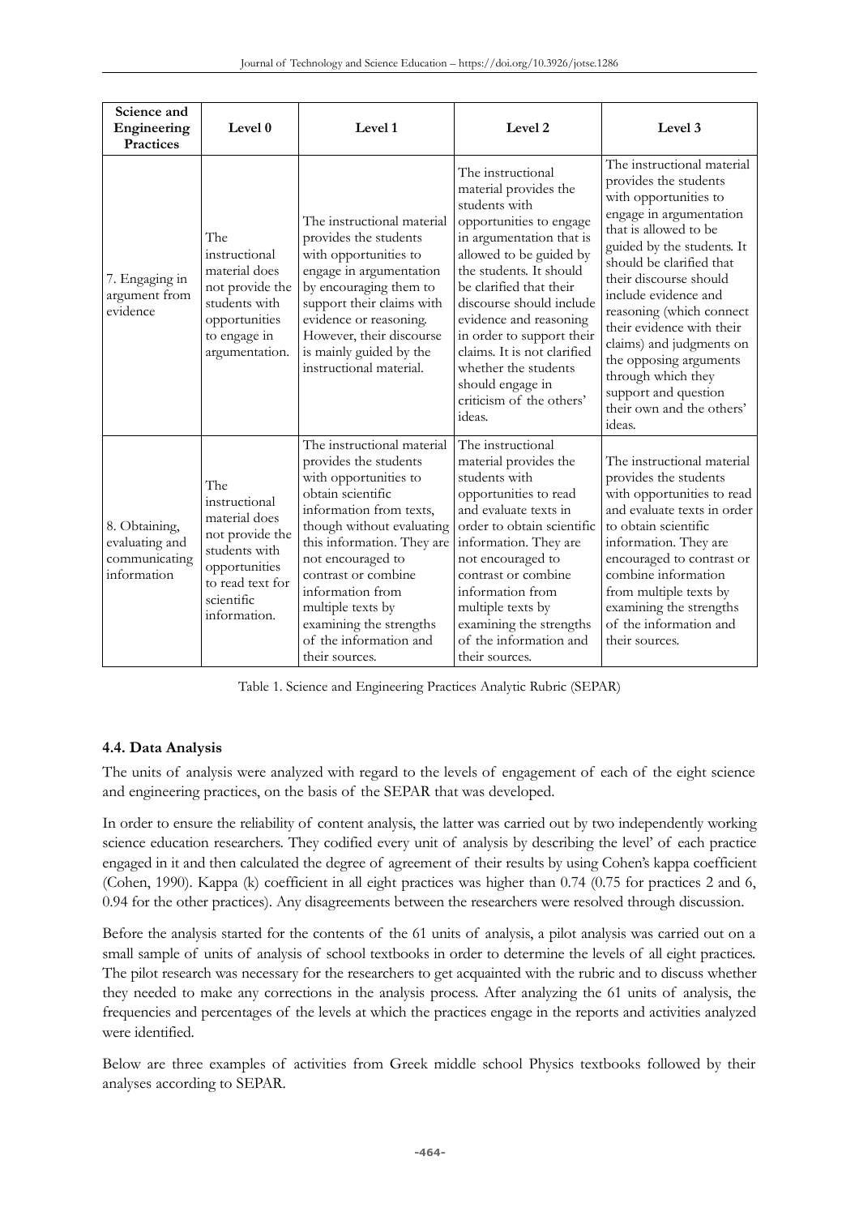| Science and Engineering Practices | Level 0 | Level 1 | Level 2 | Level 3 |
|---|---|---|---|---|
| 7. Engaging in argument from evidence | The instructional material does not provide the students with opportunities to engage in argumentation. | The instructional material provides the students with opportunities to engage in argumentation by encouraging them to support their claims with evidence or reasoning. However, their discourse is mainly guided by the instructional material. | The instructional material provides the students with opportunities to engage in argumentation that is allowed to be guided by the students. It should be clarified that their discourse should include evidence and reasoning in order to support their claims. It is not clarified whether the students should engage in criticism of the others' ideas. | The instructional material provides the students with opportunities to engage in argumentation that is allowed to be guided by the students. It should be clarified that their discourse should include evidence and reasoning (which connect their evidence with their claims) and judgments on the opposing arguments through which they support and question their own and the others' ideas. |
| 8. Obtaining, evaluating and communicating information | The instructional material does not provide the students with opportunities to read text for scientific information. | The instructional material provides the students with opportunities to obtain scientific information from texts, though without evaluating this information. They are not encouraged to contrast or combine information from multiple texts by examining the strengths of the information and their sources. | The instructional material provides the students with opportunities to read and evaluate texts in order to obtain scientific information. They are not encouraged to contrast or combine information from multiple texts by examining the strengths of the information and their sources. | The instructional material provides the students with opportunities to read and evaluate texts in order to obtain scientific information. They are encouraged to contrast or combine information from multiple texts by examining the strengths of the information and their sources. |

Table 1. Science and Engineering Practices Analytic Rubric (SEPAR)

### 4.4. Data Analysis

The units of analysis were analyzed with regard to the levels of engagement of each of the eight science and engineering practices, on the basis of the SEPAR that was developed.

In order to ensure the reliability of content analysis, the latter was carried out by two independently working science education researchers. They codified every unit of analysis by describing the level' of each practice engaged in it and then calculated the degree of agreement of their results by using Cohen's kappa coefficient (Cohen, 1990). Kappa (k) coefficient in all eight practices was higher than 0.74 (0.75 for practices 2 and 6, 0.94 for the other practices). Any disagreements between the researchers were resolved through discussion.

Before the analysis started for the contents of the 61 units of analysis, a pilot analysis was carried out on a small sample of units of analysis of school textbooks in order to determine the levels of all eight practices. The pilot research was necessary for the researchers to get acquainted with the rubric and to discuss whether they needed to make any corrections in the analysis process. After analyzing the 61 units of analysis, the frequencies and percentages of the levels at which the practices engage in the reports and activities analyzed were identified.

Below are three examples of activities from Greek middle school Physics textbooks followed by their analyses according to SEPAR.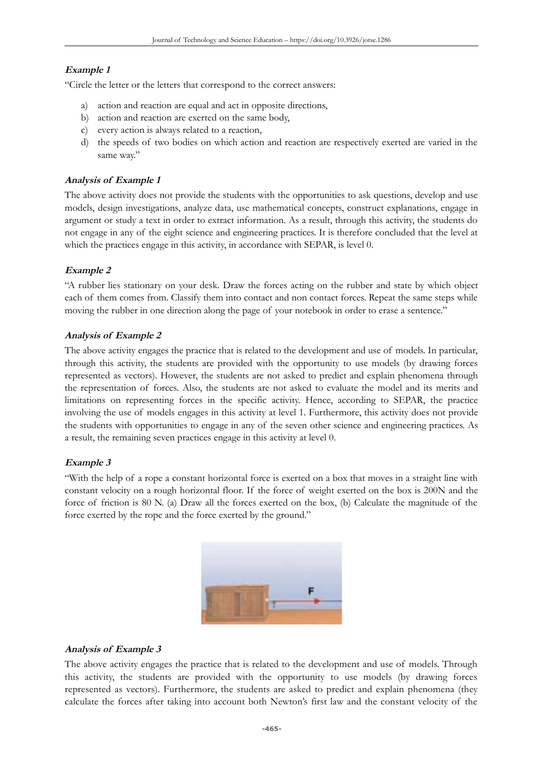***Example 1***

"Circle the letter or the letters that correspond to the correct answers:

a) action and reaction are equal and act in opposite directions,
b) action and reaction are exerted on the same body,
c) every action is always related to a reaction,
d) the speeds of two bodies on which action and reaction are respectively exerted are varied in the same way."

***Analysis of Example 1***

The above activity does not provide the students with the opportunities to ask questions, develop and use models, design investigations, analyze data, use mathematical concepts, construct explanations, engage in argument or study a text in order to extract information. As a result, through this activity, the students do not engage in any of the eight science and engineering practices. It is therefore concluded that the level at which the practices engage in this activity, in accordance with SEPAR, is level 0.

***Example 2***

"A rubber lies stationary on your desk. Draw the forces acting on the rubber and state by which object each of them comes from. Classify them into contact and non contact forces. Repeat the same steps while moving the rubber in one direction along the page of your notebook in order to erase a sentence."

***Analysis of Example 2***

The above activity engages the practice that is related to the development and use of models. In particular, through this activity, the students are provided with the opportunity to use models (by drawing forces represented as vectors). However, the students are not asked to predict and explain phenomena through the representation of forces. Also, the students are not asked to evaluate the model and its merits and limitations on representing forces in the specific activity. Hence, according to SEPAR, the practice involving the use of models engages in this activity at level 1. Furthermore, this activity does not provide the students with opportunities to engage in any of the seven other science and engineering practices. As a result, the remaining seven practices engage in this activity at level 0.

***Example 3***

"With the help of a rope a constant horizontal force is exerted on a box that moves in a straight line with constant velocity on a rough horizontal floor. If the force of weight exerted on the box is 200N and the force of friction is 80 N. (a) Draw all the forces exerted on the box, (b) Calculate the magnitude of the force exerted by the rope and the force exerted by the ground."

***Analysis of Example 3***

The above activity engages the practice that is related to the development and use of models. Through this activity, the students are provided with the opportunity to use models (by drawing forces represented as vectors). Furthermore, the students are asked to predict and explain phenomena (they calculate the forces after taking into account both Newton's first law and the constant velocity of the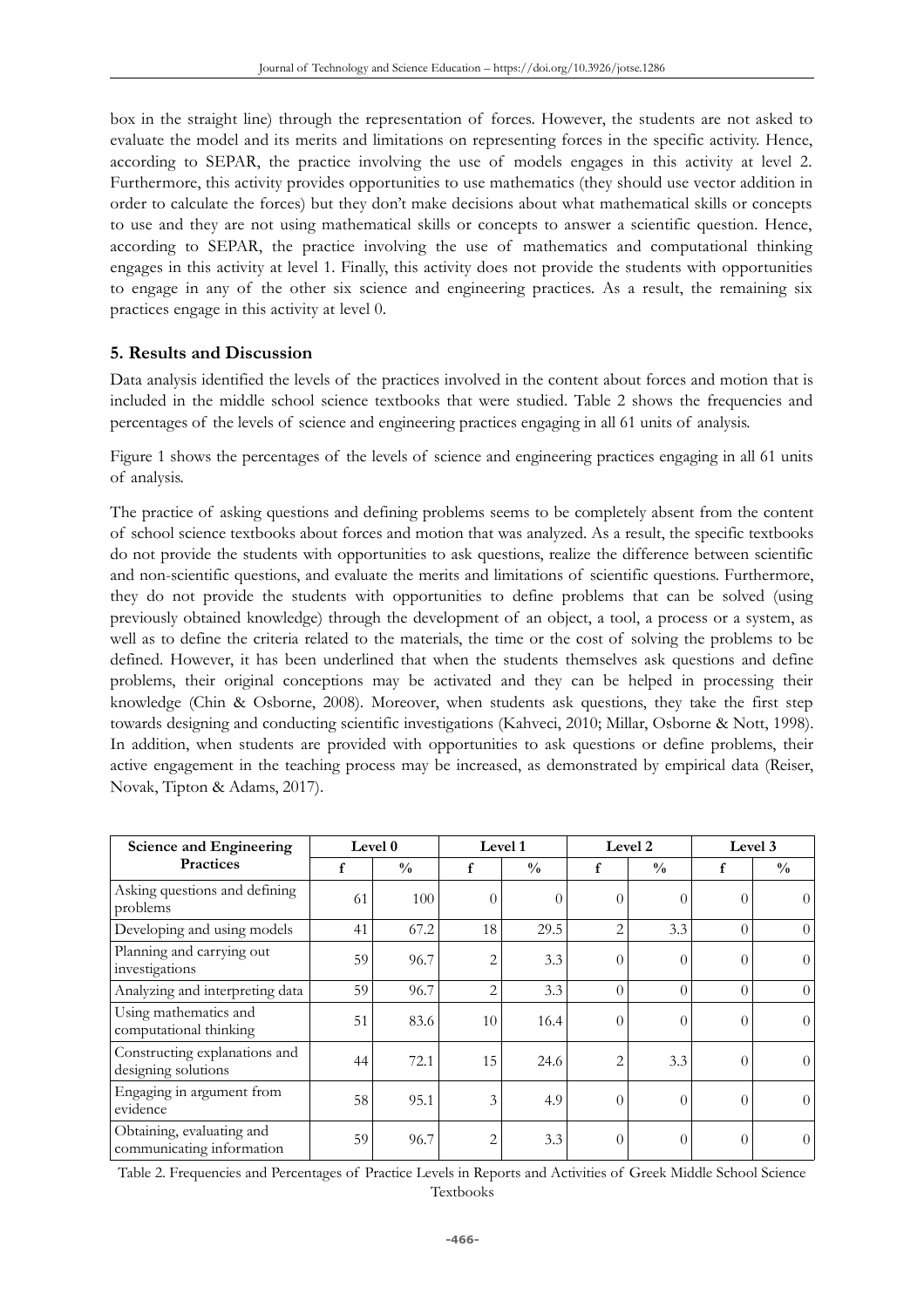box in the straight line) through the representation of forces. However, the students are not asked to evaluate the model and its merits and limitations on representing forces in the specific activity. Hence, according to SEPAR, the practice involving the use of models engages in this activity at level 2. Furthermore, this activity provides opportunities to use mathematics (they should use vector addition in order to calculate the forces) but they don't make decisions about what mathematical skills or concepts to use and they are not using mathematical skills or concepts to answer a scientific question. Hence, according to SEPAR, the practice involving the use of mathematics and computational thinking engages in this activity at level 1. Finally, this activity does not provide the students with opportunities to engage in any of the other six science and engineering practices. As a result, the remaining six practices engage in this activity at level 0.

## 5. Results and Discussion

Data analysis identified the levels of the practices involved in the content about forces and motion that is included in the middle school science textbooks that were studied. Table 2 shows the frequencies and percentages of the levels of science and engineering practices engaging in all 61 units of analysis.

Figure 1 shows the percentages of the levels of science and engineering practices engaging in all 61 units of analysis.

The practice of asking questions and defining problems seems to be completely absent from the content of school science textbooks about forces and motion that was analyzed. As a result, the specific textbooks do not provide the students with opportunities to ask questions, realize the difference between scientific and non-scientific questions, and evaluate the merits and limitations of scientific questions. Furthermore, they do not provide the students with opportunities to define problems that can be solved (using previously obtained knowledge) through the development of an object, a tool, a process or a system, as well as to define the criteria related to the materials, the time or the cost of solving the problems to be defined. However, it has been underlined that when the students themselves ask questions and define problems, their original conceptions may be activated and they can be helped in processing their knowledge (Chin & Osborne, 2008). Moreover, when students ask questions, they take the first step towards designing and conducting scientific investigations (Kahveci, 2010; Millar, Osborne & Nott, 1998). In addition, when students are provided with opportunities to ask questions or define problems, their active engagement in the teaching process may be increased, as demonstrated by empirical data (Reiser, Novak, Tipton & Adams, 2017).

| Science and Engineering Practices | Level 0 | | Level 1 | | Level 2 | | Level 3 | |
|---|---|---|---|---|---|---|---|---|
| | f | % | f | % | f | % | f | % |
| Asking questions and defining problems | 61 | 100 | 0 | 0 | 0 | 0 | 0 | 0 |
| Developing and using models | 41 | 67.2 | 18 | 29.5 | 2 | 3.3 | 0 | 0 |
| Planning and carrying out investigations | 59 | 96.7 | 2 | 3.3 | 0 | 0 | 0 | 0 |
| Analyzing and interpreting data | 59 | 96.7 | 2 | 3.3 | 0 | 0 | 0 | 0 |
| Using mathematics and computational thinking | 51 | 83.6 | 10 | 16.4 | 0 | 0 | 0 | 0 |
| Constructing explanations and designing solutions | 44 | 72.1 | 15 | 24.6 | 2 | 3.3 | 0 | 0 |
| Engaging in argument from evidence | 58 | 95.1 | 3 | 4.9 | 0 | 0 | 0 | 0 |
| Obtaining, evaluating and communicating information | 59 | 96.7 | 2 | 3.3 | 0 | 0 | 0 | 0 |

Table 2. Frequencies and Percentages of Practice Levels in Reports and Activities of Greek Middle School Science Textbooks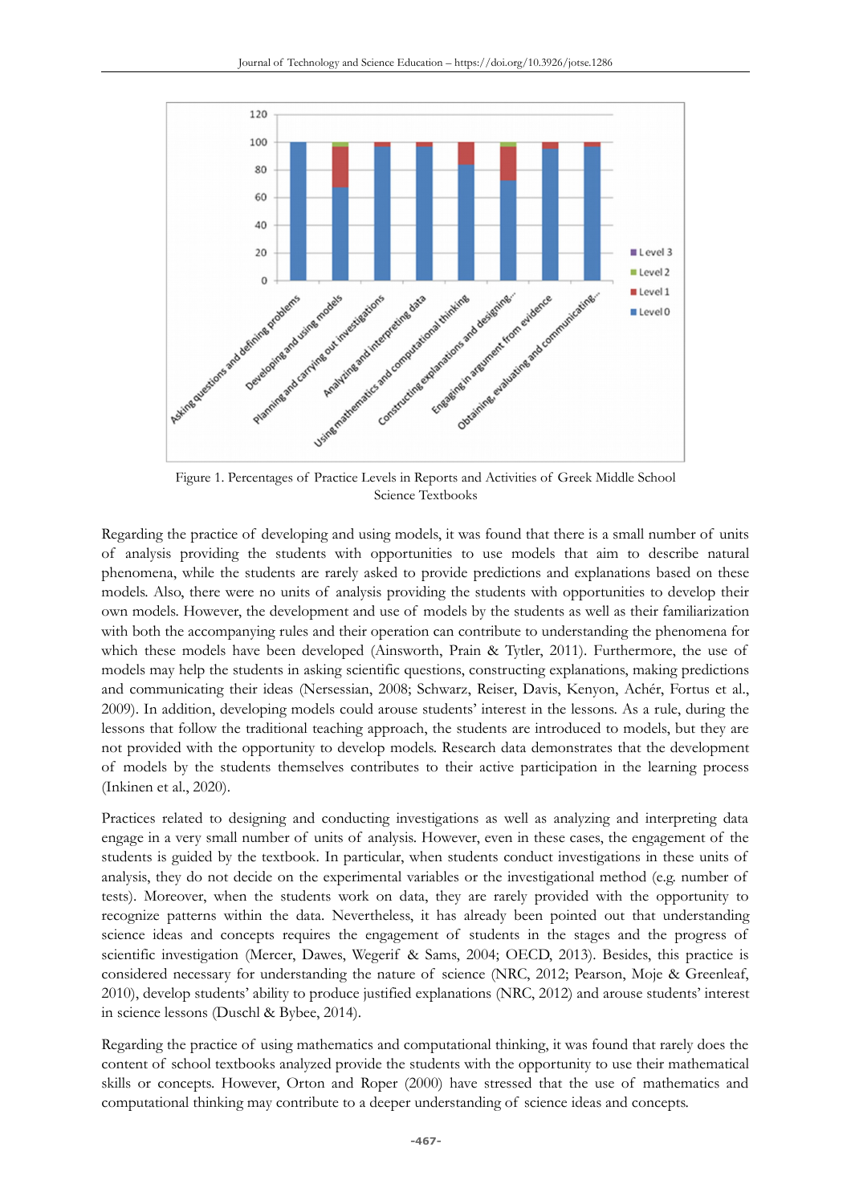Figure 1. Percentages of Practice Levels in Reports and Activities of Greek Middle School Science Textbooks

Regarding the practice of developing and using models, it was found that there is a small number of units of analysis providing the students with opportunities to use models that aim to describe natural phenomena, while the students are rarely asked to provide predictions and explanations based on these models. Also, there were no units of analysis providing the students with opportunities to develop their own models. However, the development and use of models by the students as well as their familiarization with both the accompanying rules and their operation can contribute to understanding the phenomena for which these models have been developed (Ainsworth, Prain & Tytler, 2011). Furthermore, the use of models may help the students in asking scientific questions, constructing explanations, making predictions and communicating their ideas (Nersessian, 2008; Schwarz, Reiser, Davis, Kenyon, Achér, Fortus et al., 2009). In addition, developing models could arouse students' interest in the lessons. As a rule, during the lessons that follow the traditional teaching approach, the students are introduced to models, but they are not provided with the opportunity to develop models. Research data demonstrates that the development of models by the students themselves contributes to their active participation in the learning process (Inkinen et al., 2020).

Practices related to designing and conducting investigations as well as analyzing and interpreting data engage in a very small number of units of analysis. However, even in these cases, the engagement of the students is guided by the textbook. In particular, when students conduct investigations in these units of analysis, they do not decide on the experimental variables or the investigational method (e.g. number of tests). Moreover, when the students work on data, they are rarely provided with the opportunity to recognize patterns within the data. Nevertheless, it has already been pointed out that understanding science ideas and concepts requires the engagement of students in the stages and the progress of scientific investigation (Mercer, Dawes, Wegerif & Sams, 2004; OECD, 2013). Besides, this practice is considered necessary for understanding the nature of science (NRC, 2012; Pearson, Moje & Greenleaf, 2010), develop students' ability to produce justified explanations (NRC, 2012) and arouse students' interest in science lessons (Duschl & Bybee, 2014).

Regarding the practice of using mathematics and computational thinking, it was found that rarely does the content of school textbooks analyzed provide the students with the opportunity to use their mathematical skills or concepts. However, Orton and Roper (2000) have stressed that the use of mathematics and computational thinking may contribute to a deeper understanding of science ideas and concepts.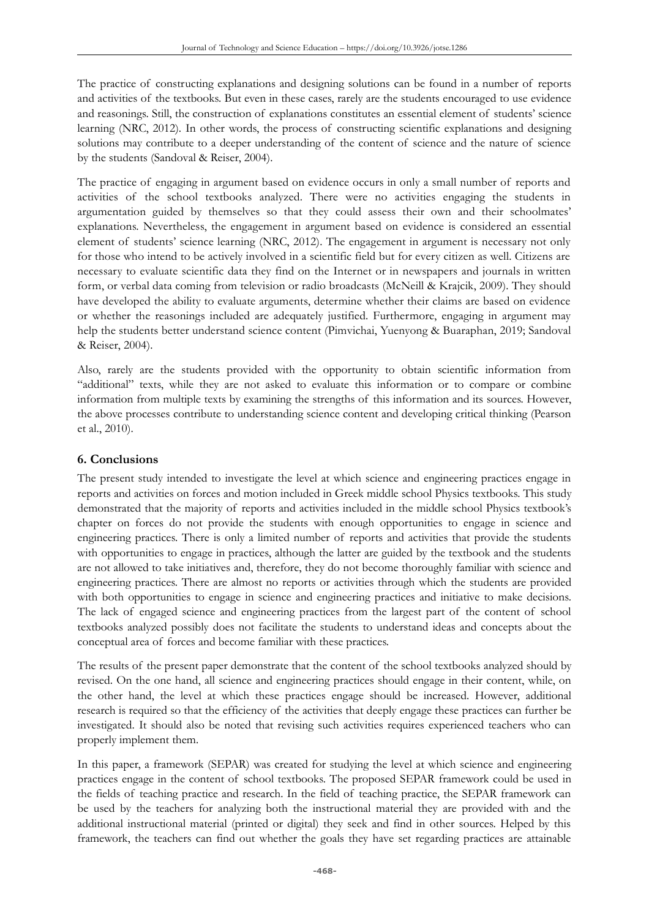The practice of constructing explanations and designing solutions can be found in a number of reports and activities of the textbooks. But even in these cases, rarely are the students encouraged to use evidence and reasonings. Still, the construction of explanations constitutes an essential element of students' science learning (NRC, 2012). In other words, the process of constructing scientific explanations and designing solutions may contribute to a deeper understanding of the content of science and the nature of science by the students (Sandoval & Reiser, 2004).

The practice of engaging in argument based on evidence occurs in only a small number of reports and activities of the school textbooks analyzed. There were no activities engaging the students in argumentation guided by themselves so that they could assess their own and their schoolmates' explanations. Nevertheless, the engagement in argument based on evidence is considered an essential element of students' science learning (NRC, 2012). The engagement in argument is necessary not only for those who intend to be actively involved in a scientific field but for every citizen as well. Citizens are necessary to evaluate scientific data they find on the Internet or in newspapers and journals in written form, or verbal data coming from television or radio broadcasts (McNeill & Krajcik, 2009). They should have developed the ability to evaluate arguments, determine whether their claims are based on evidence or whether the reasonings included are adequately justified. Furthermore, engaging in argument may help the students better understand science content (Pimvichai, Yuenyong & Buaraphan, 2019; Sandoval & Reiser, 2004).

Also, rarely are the students provided with the opportunity to obtain scientific information from "additional" texts, while they are not asked to evaluate this information or to compare or combine information from multiple texts by examining the strengths of this information and its sources. However, the above processes contribute to understanding science content and developing critical thinking (Pearson et al., 2010).

## 6. Conclusions

The present study intended to investigate the level at which science and engineering practices engage in reports and activities on forces and motion included in Greek middle school Physics textbooks. This study demonstrated that the majority of reports and activities included in the middle school Physics textbook's chapter on forces do not provide the students with enough opportunities to engage in science and engineering practices. There is only a limited number of reports and activities that provide the students with opportunities to engage in practices, although the latter are guided by the textbook and the students are not allowed to take initiatives and, therefore, they do not become thoroughly familiar with science and engineering practices. There are almost no reports or activities through which the students are provided with both opportunities to engage in science and engineering practices and initiative to make decisions. The lack of engaged science and engineering practices from the largest part of the content of school textbooks analyzed possibly does not facilitate the students to understand ideas and concepts about the conceptual area of forces and become familiar with these practices.

The results of the present paper demonstrate that the content of the school textbooks analyzed should by revised. On the one hand, all science and engineering practices should engage in their content, while, on the other hand, the level at which these practices engage should be increased. However, additional research is required so that the efficiency of the activities that deeply engage these practices can further be investigated. It should also be noted that revising such activities requires experienced teachers who can properly implement them.

In this paper, a framework (SEPAR) was created for studying the level at which science and engineering practices engage in the content of school textbooks. The proposed SEPAR framework could be used in the fields of teaching practice and research. In the field of teaching practice, the SEPAR framework can be used by the teachers for analyzing both the instructional material they are provided with and the additional instructional material (printed or digital) they seek and find in other sources. Helped by this framework, the teachers can find out whether the goals they have set regarding practices are attainable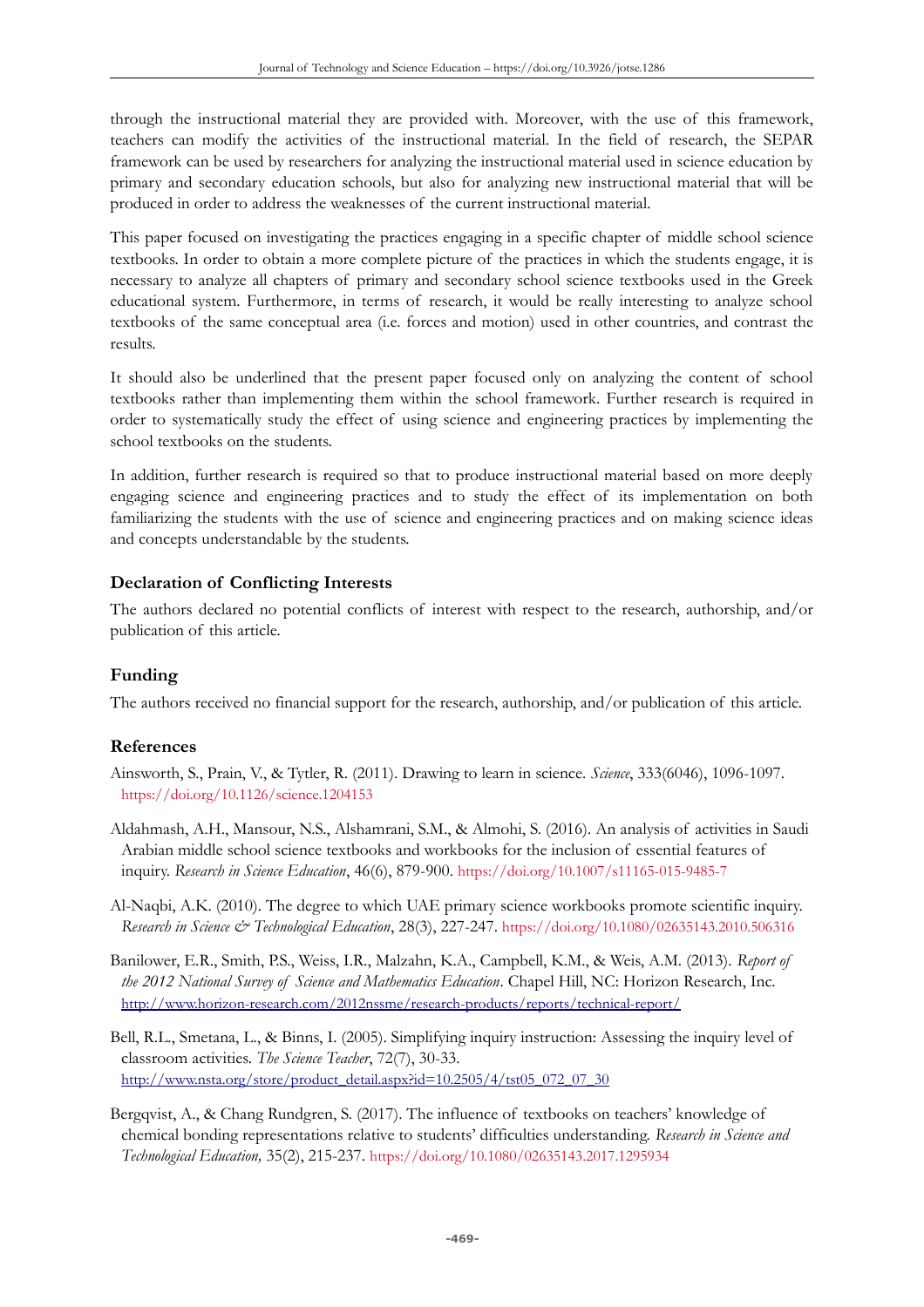through the instructional material they are provided with. Moreover, with the use of this framework, teachers can modify the activities of the instructional material. In the field of research, the SEPAR framework can be used by researchers for analyzing the instructional material used in science education by primary and secondary education schools, but also for analyzing new instructional material that will be produced in order to address the weaknesses of the current instructional material.

This paper focused on investigating the practices engaging in a specific chapter of middle school science textbooks. In order to obtain a more complete picture of the practices in which the students engage, it is necessary to analyze all chapters of primary and secondary school science textbooks used in the Greek educational system. Furthermore, in terms of research, it would be really interesting to analyze school textbooks of the same conceptual area (i.e. forces and motion) used in other countries, and contrast the results.

It should also be underlined that the present paper focused only on analyzing the content of school textbooks rather than implementing them within the school framework. Further research is required in order to systematically study the effect of using science and engineering practices by implementing the school textbooks on the students.

In addition, further research is required so that to produce instructional material based on more deeply engaging science and engineering practices and to study the effect of its implementation on both familiarizing the students with the use of science and engineering practices and on making science ideas and concepts understandable by the students.

## Declaration of Conflicting Interests

The authors declared no potential conflicts of interest with respect to the research, authorship, and/or publication of this article.

## Funding

The authors received no financial support for the research, authorship, and/or publication of this article.

## References

Ainsworth, S., Prain, V., & Tytler, R. (2011). Drawing to learn in science. *Science*, 333(6046), 1096-1097. https://doi.org/10.1126/science.1204153

Aldahmash, A.H., Mansour, N.S., Alshamrani, S.M., & Almohi, S. (2016). An analysis of activities in Saudi Arabian middle school science textbooks and workbooks for the inclusion of essential features of inquiry. *Research in Science Education*, 46(6), 879-900. https://doi.org/10.1007/s11165-015-9485-7

Al-Naqbi, A.K. (2010). The degree to which UAE primary science workbooks promote scientific inquiry. *Research in Science & Technological Education*, 28(3), 227-247. https://doi.org/10.1080/02635143.2010.506316

Banilower, E.R., Smith, P.S., Weiss, I.R., Malzahn, K.A., Campbell, K.M., & Weis, A.M. (2013). *Report of the 2012 National Survey of Science and Mathematics Education*. Chapel Hill, NC: Horizon Research, Inc. http://www.horizon-research.com/2012nssme/research-products/reports/technical-report/

Bell, R.L., Smetana, L., & Binns, I. (2005). Simplifying inquiry instruction: Assessing the inquiry level of classroom activities. *The Science Teacher*, 72(7), 30-33. http://www.nsta.org/store/product_detail.aspx?id=10.2505/4/tst05_072_07_30

Bergqvist, A., & Chang Rundgren, S. (2017). The influence of textbooks on teachers' knowledge of chemical bonding representations relative to students' difficulties understanding. *Research in Science and Technological Education,* 35(2), 215-237. https://doi.org/10.1080/02635143.2017.1295934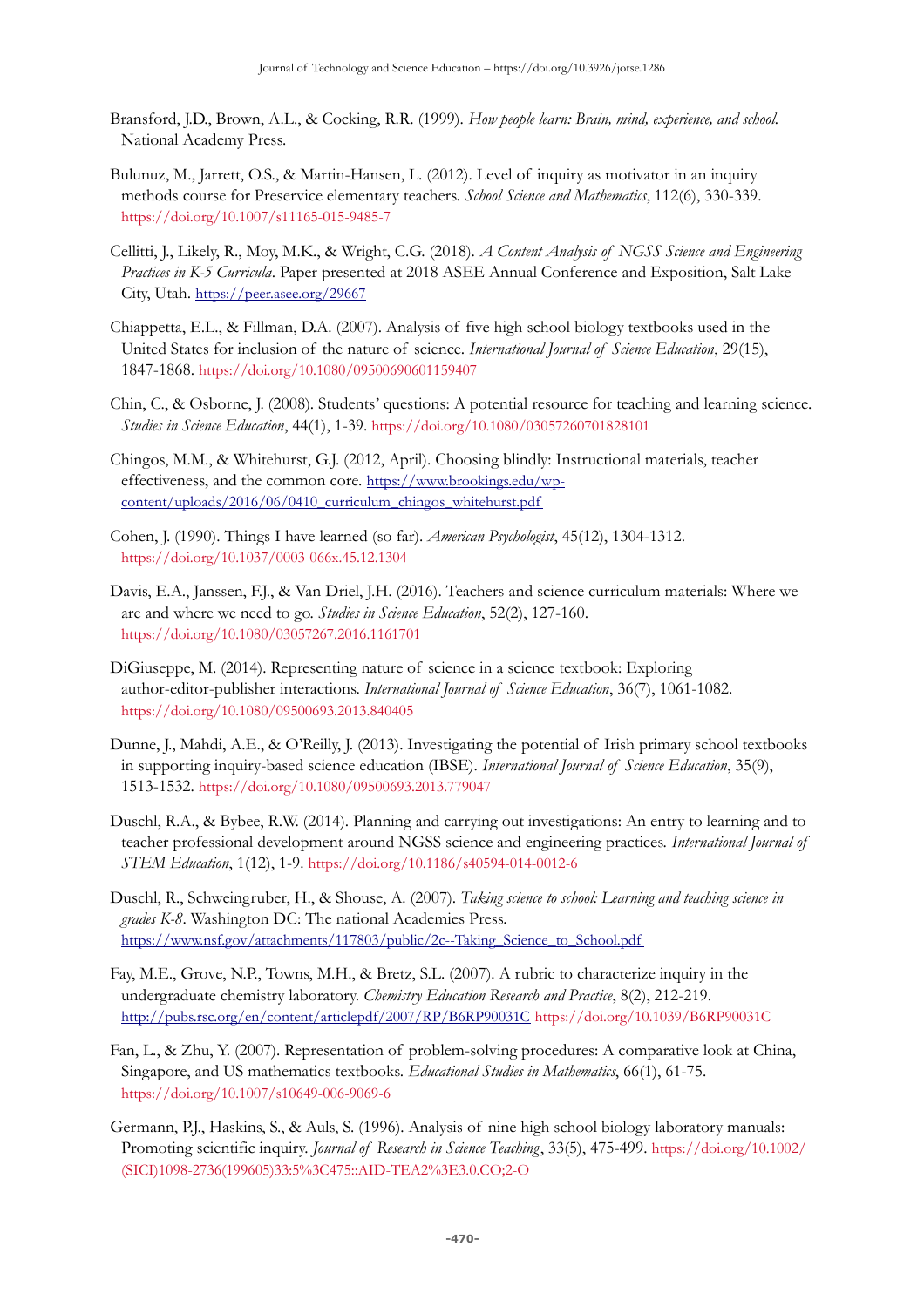Bransford, J.D., Brown, A.L., & Cocking, R.R. (1999). *How people learn: Brain, mind, experience, and school.* National Academy Press.

Bulunuz, M., Jarrett, O.S., & Martin-Hansen, L. (2012). Level of inquiry as motivator in an inquiry methods course for Preservice elementary teachers. *School Science and Mathematics*, 112(6), 330-339. https://doi.org/10.1007/s11165-015-9485-7

Cellitti, J., Likely, R., Moy, M.K., & Wright, C.G. (2018). *A Content Analysis of NGSS Science and Engineering Practices in K-5 Curricula*. Paper presented at 2018 ASEE Annual Conference and Exposition, Salt Lake City, Utah. https://peer.asee.org/29667

Chiappetta, E.L., & Fillman, D.A. (2007). Analysis of five high school biology textbooks used in the United States for inclusion of the nature of science. *International Journal of Science Education*, 29(15), 1847-1868. https://doi.org/10.1080/09500690601159407

Chin, C., & Osborne, J. (2008). Students' questions: A potential resource for teaching and learning science. *Studies in Science Education*, 44(1), 1-39. https://doi.org/10.1080/03057260701828101

Chingos, M.M., & Whitehurst, G.J. (2012, April). Choosing blindly: Instructional materials, teacher effectiveness, and the common core. https://www.brookings.edu/wp-content/uploads/2016/06/0410_curriculum_chingos_whitehurst.pdf

Cohen, J. (1990). Things I have learned (so far). *American Psychologist*, 45(12), 1304-1312. https://doi.org/10.1037/0003-066x.45.12.1304

Davis, E.A., Janssen, F.J., & Van Driel, J.H. (2016). Teachers and science curriculum materials: Where we are and where we need to go. *Studies in Science Education*, 52(2), 127-160. https://doi.org/10.1080/03057267.2016.1161701

DiGiuseppe, M. (2014). Representing nature of science in a science textbook: Exploring author-editor-publisher interactions. *International Journal of Science Education*, 36(7), 1061-1082. https://doi.org/10.1080/09500693.2013.840405

Dunne, J., Mahdi, A.E., & O'Reilly, J. (2013). Investigating the potential of Irish primary school textbooks in supporting inquiry-based science education (IBSE). *International Journal of Science Education*, 35(9), 1513-1532. https://doi.org/10.1080/09500693.2013.779047

Duschl, R.A., & Bybee, R.W. (2014). Planning and carrying out investigations: An entry to learning and to teacher professional development around NGSS science and engineering practices. *International Journal of STEM Education*, 1(12), 1-9. https://doi.org/10.1186/s40594-014-0012-6

Duschl, R., Schweingruber, H., & Shouse, A. (2007). *Taking science to school: Learning and teaching science in grades K-8*. Washington DC: The national Academies Press. https://www.nsf.gov/attachments/117803/public/2c--Taking_Science_to_School.pdf

Fay, M.E., Grove, N.P., Towns, M.H., & Bretz, S.L. (2007). A rubric to characterize inquiry in the undergraduate chemistry laboratory. *Chemistry Education Research and Practice*, 8(2), 212-219. http://pubs.rsc.org/en/content/articlepdf/2007/RP/B6RP90031C https://doi.org/10.1039/B6RP90031C

Fan, L., & Zhu, Y. (2007). Representation of problem-solving procedures: A comparative look at China, Singapore, and US mathematics textbooks. *Educational Studies in Mathematics*, 66(1), 61-75. https://doi.org/10.1007/s10649-006-9069-6

Germann, P.J., Haskins, S., & Auls, S. (1996). Analysis of nine high school biology laboratory manuals: Promoting scientific inquiry. *Journal of Research in Science Teaching*, 33(5), 475-499. https://doi.org/10.1002/(SICI)1098-2736(199605)33:5%3C475::AID-TEA2%3E3.0.CO;2-O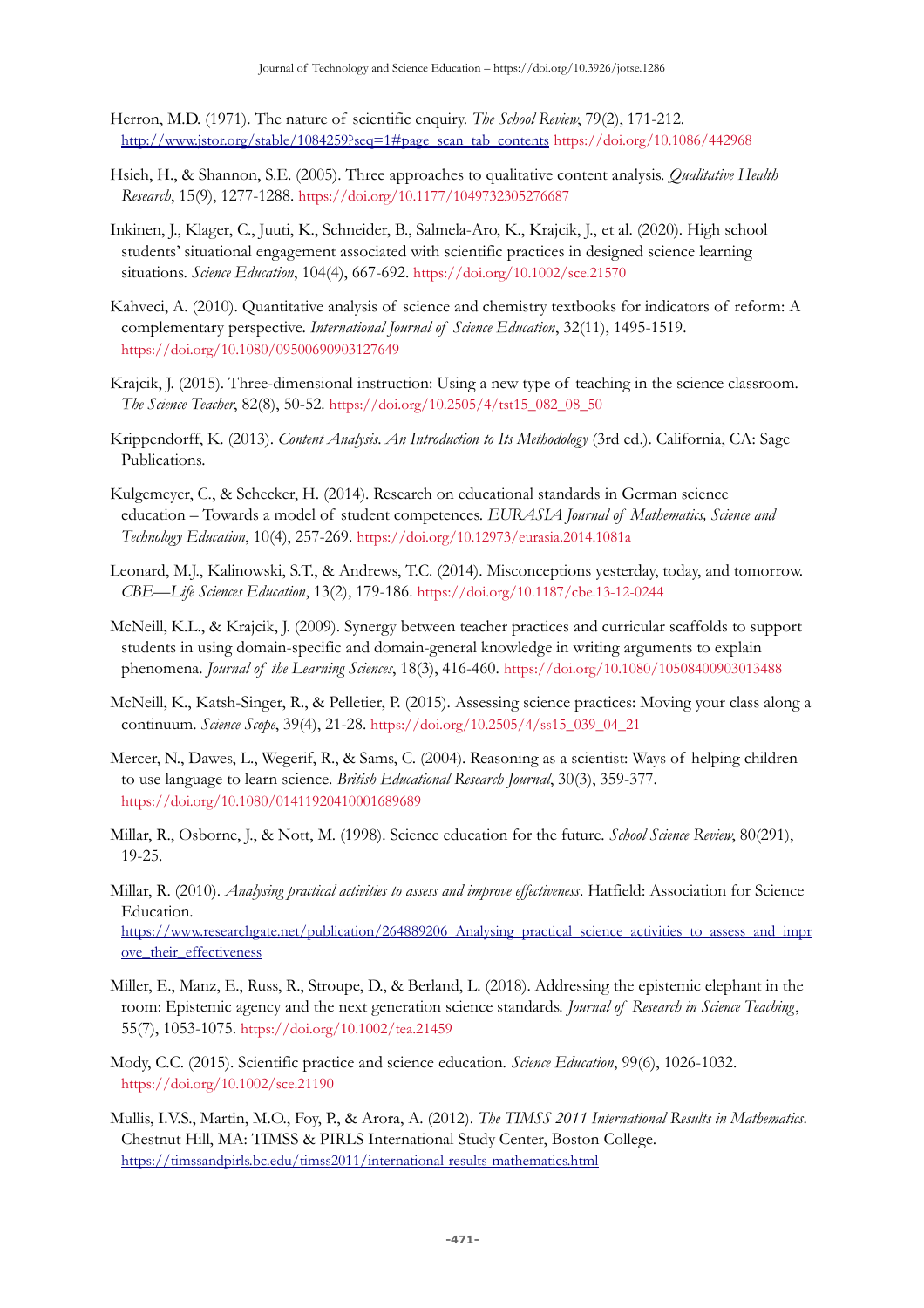Herron, M.D. (1971). The nature of scientific enquiry. *The School Review*, 79(2), 171-212. http://www.jstor.org/stable/1084259?seq=1#page_scan_tab_contents https://doi.org/10.1086/442968

Hsieh, H., & Shannon, S.E. (2005). Three approaches to qualitative content analysis. *Qualitative Health Research*, 15(9), 1277-1288. https://doi.org/10.1177/1049732305276687

Inkinen, J., Klager, C., Juuti, K., Schneider, B., Salmela-Aro, K., Krajcik, J., et al. (2020). High school students' situational engagement associated with scientific practices in designed science learning situations. *Science Education*, 104(4), 667-692. https://doi.org/10.1002/sce.21570

Kahveci, A. (2010). Quantitative analysis of science and chemistry textbooks for indicators of reform: A complementary perspective. *International Journal of Science Education*, 32(11), 1495-1519. https://doi.org/10.1080/09500690903127649

Krajcik, J. (2015). Three-dimensional instruction: Using a new type of teaching in the science classroom. *The Science Teacher*, 82(8), 50-52. https://doi.org/10.2505/4/tst15_082_08_50

Krippendorff, K. (2013). *Content Analysis. An Introduction to Its Methodology* (3rd ed.). California, CA: Sage Publications.

Kulgemeyer, C., & Schecker, H. (2014). Research on educational standards in German science education – Towards a model of student competences. *EURASIA Journal of Mathematics, Science and Technology Education*, 10(4), 257-269. https://doi.org/10.12973/eurasia.2014.1081a

Leonard, M.J., Kalinowski, S.T., & Andrews, T.C. (2014). Misconceptions yesterday, today, and tomorrow. *CBE—Life Sciences Education*, 13(2), 179-186. https://doi.org/10.1187/cbe.13-12-0244

McNeill, K.L., & Krajcik, J. (2009). Synergy between teacher practices and curricular scaffolds to support students in using domain-specific and domain-general knowledge in writing arguments to explain phenomena. *Journal of the Learning Sciences*, 18(3), 416-460. https://doi.org/10.1080/10508400903013488

McNeill, K., Katsh-Singer, R., & Pelletier, P. (2015). Assessing science practices: Moving your class along a continuum. *Science Scope*, 39(4), 21-28. https://doi.org/10.2505/4/ss15_039_04_21

Mercer, N., Dawes, L., Wegerif, R., & Sams, C. (2004). Reasoning as a scientist: Ways of helping children to use language to learn science. *British Educational Research Journal*, 30(3), 359-377. https://doi.org/10.1080/01411920410001689689

Millar, R., Osborne, J., & Nott, M. (1998). Science education for the future. *School Science Review*, 80(291), 19-25.

Millar, R. (2010). *Analysing practical activities to assess and improve effectiveness*. Hatfield: Association for Science Education. https://www.researchgate.net/publication/264889206_Analysing_practical_science_activities_to_assess_and_improve_their_effectiveness

Miller, E., Manz, E., Russ, R., Stroupe, D., & Berland, L. (2018). Addressing the epistemic elephant in the room: Epistemic agency and the next generation science standards. *Journal of Research in Science Teaching*, 55(7), 1053-1075. https://doi.org/10.1002/tea.21459

Mody, C.C. (2015). Scientific practice and science education. *Science Education*, 99(6), 1026-1032. https://doi.org/10.1002/sce.21190

Mullis, I.V.S., Martin, M.O., Foy, P., & Arora, A. (2012). *The TIMSS 2011 International Results in Mathematics*. Chestnut Hill, MA: TIMSS & PIRLS International Study Center, Boston College. https://timssandpirls.bc.edu/timss2011/international-results-mathematics.html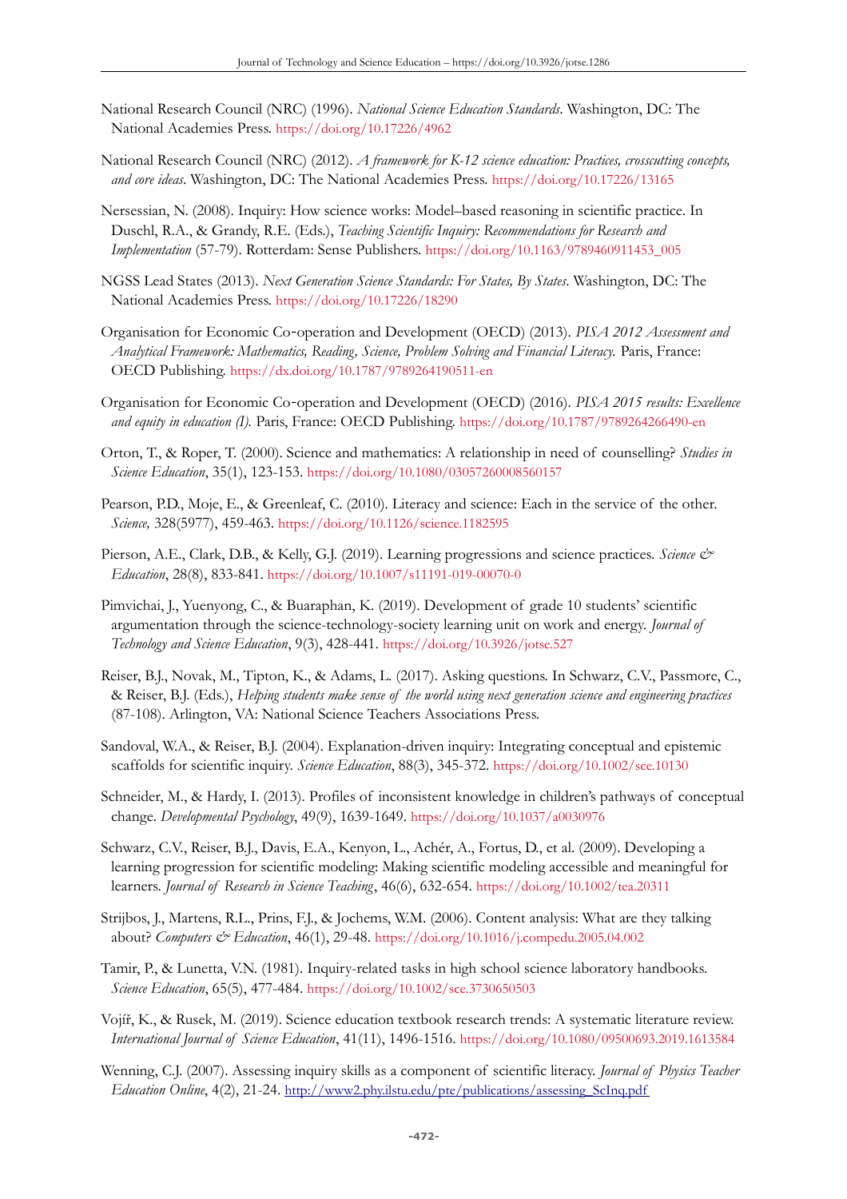National Research Council (NRC) (1996). *National Science Education Standards*. Washington, DC: The National Academies Press. https://doi.org/10.17226/4962

National Research Council (NRC) (2012). *A framework for K-12 science education: Practices, crosscutting concepts, and core ideas*. Washington, DC: The National Academies Press. https://doi.org/10.17226/13165

Nersessian, N. (2008). Inquiry: How science works: Model–based reasoning in scientific practice. In Duschl, R.A., & Grandy, R.E. (Eds.), *Teaching Scientific Inquiry: Recommendations for Research and Implementation* (57-79). Rotterdam: Sense Publishers. https://doi.org/10.1163/9789460911453_005

NGSS Lead States (2013). *Next Generation Science Standards: For States, By States*. Washington, DC: The National Academies Press. https://doi.org/10.17226/18290

Organisation for Economic Co-operation and Development (OECD) (2013). *PISA 2012 Assessment and Analytical Framework: Mathematics, Reading, Science, Problem Solving and Financial Literacy.* Paris, France: OECD Publishing. https://dx.doi.org/10.1787/9789264190511-en

Organisation for Economic Co-operation and Development (OECD) (2016). *PISA 2015 results: Excellence and equity in education (I).* Paris, France: OECD Publishing. https://doi.org/10.1787/9789264266490-en

Orton, T., & Roper, T. (2000). Science and mathematics: A relationship in need of counselling? *Studies in Science Education*, 35(1), 123-153. https://doi.org/10.1080/03057260008560157

Pearson, P.D., Moje, E., & Greenleaf, C. (2010). Literacy and science: Each in the service of the other. *Science,* 328(5977), 459-463. https://doi.org/10.1126/science.1182595

Pierson, A.E., Clark, D.B., & Kelly, G.J. (2019). Learning progressions and science practices. *Science & Education*, 28(8), 833-841. https://doi.org/10.1007/s11191-019-00070-0

Pimvichai, J., Yuenyong, C., & Buaraphan, K. (2019). Development of grade 10 students' scientific argumentation through the science-technology-society learning unit on work and energy. *Journal of Technology and Science Education*, 9(3), 428-441. https://doi.org/10.3926/jotse.527

Reiser, B.J., Novak, M., Tipton, K., & Adams, L. (2017). Asking questions. In Schwarz, C.V., Passmore, C., & Reiser, B.J. (Eds.), *Helping students make sense of the world using next generation science and engineering practices* (87-108). Arlington, VA: National Science Teachers Associations Press.

Sandoval, W.A., & Reiser, B.J. (2004). Explanation-driven inquiry: Integrating conceptual and epistemic scaffolds for scientific inquiry. *Science Education*, 88(3), 345-372. https://doi.org/10.1002/sce.10130

Schneider, M., & Hardy, I. (2013). Profiles of inconsistent knowledge in children's pathways of conceptual change. *Developmental Psychology*, 49(9), 1639-1649. https://doi.org/10.1037/a0030976

Schwarz, C.V., Reiser, B.J., Davis, E.A., Kenyon, L., Achér, A., Fortus, D., et al. (2009). Developing a learning progression for scientific modeling: Making scientific modeling accessible and meaningful for learners. *Journal of Research in Science Teaching*, 46(6), 632-654. https://doi.org/10.1002/tea.20311

Strijbos, J., Martens, R.L., Prins, F.J., & Jochems, W.M. (2006). Content analysis: What are they talking about? *Computers & Education*, 46(1), 29-48. https://doi.org/10.1016/j.compedu.2005.04.002

Tamir, P., & Lunetta, V.N. (1981). Inquiry-related tasks in high school science laboratory handbooks. *Science Education*, 65(5), 477-484. https://doi.org/10.1002/sce.3730650503

Vojíř, K., & Rusek, M. (2019). Science education textbook research trends: A systematic literature review. *International Journal of Science Education*, 41(11), 1496-1516. https://doi.org/10.1080/09500693.2019.1613584

Wenning, C.J. (2007). Assessing inquiry skills as a component of scientific literacy. *Journal of Physics Teacher Education Online*, 4(2), 21-24. http://www2.phy.ilstu.edu/pte/publications/assessing_ScInq.pdf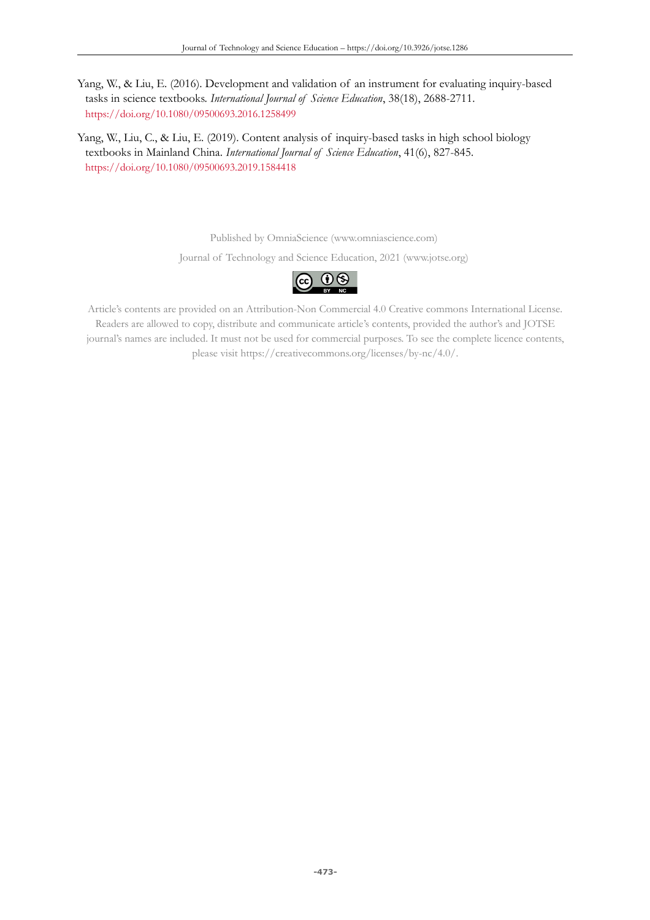Yang, W., & Liu, E. (2016). Development and validation of an instrument for evaluating inquiry-based tasks in science textbooks. *International Journal of Science Education*, 38(18), 2688-2711. https://doi.org/10.1080/09500693.2016.1258499

Yang, W., Liu, C., & Liu, E. (2019). Content analysis of inquiry-based tasks in high school biology textbooks in Mainland China. *International Journal of Science Education*, 41(6), 827-845. https://doi.org/10.1080/09500693.2019.1584418

Published by OmniaScience (www.omniascience.com)

Journal of Technology and Science Education, 2021 (www.jotse.org)

Article's contents are provided on an Attribution-Non Commercial 4.0 Creative commons International License. Readers are allowed to copy, distribute and communicate article's contents, provided the author's and JOTSE journal's names are included. It must not be used for commercial purposes. To see the complete licence contents, please visit https://creativecommons.org/licenses/by-nc/4.0/.